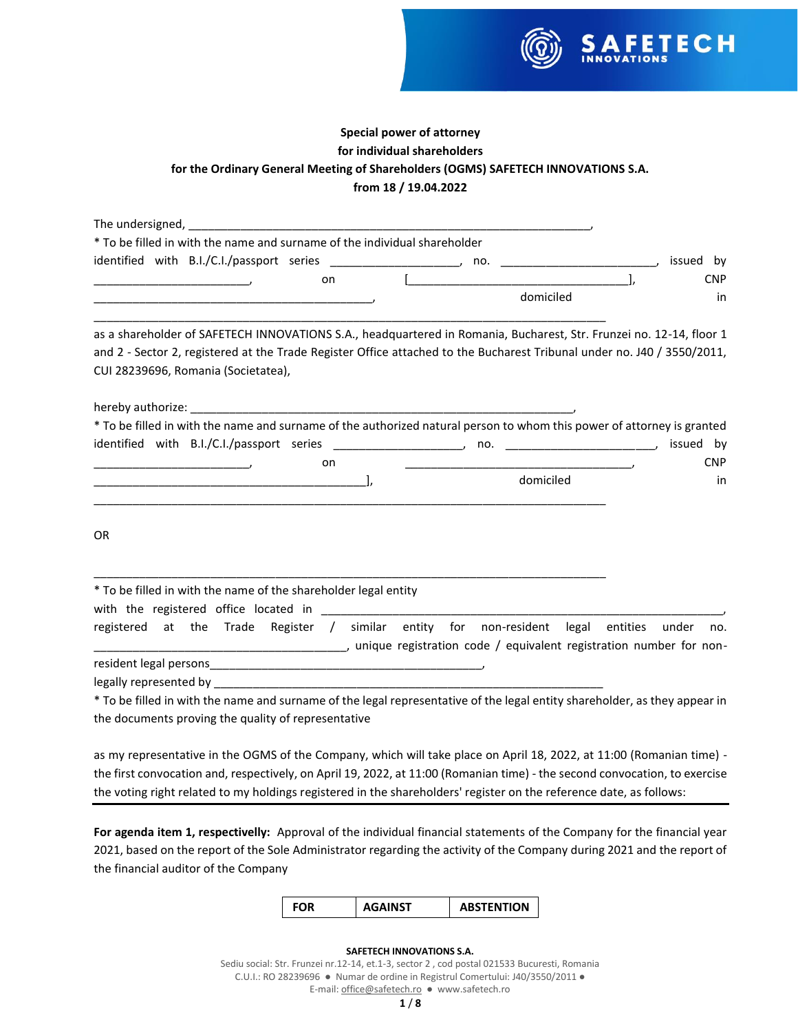**Special power of attorney**
**for individual shareholders**
**for the Ordinary General Meeting of Shareholders (OGMS) SAFETECH INNOVATIONS S.A.**
**from 18 / 19.04.2022**

The undersigned, _______________________________________________________________,
* To be filled in with the name and surname of the individual shareholder
identified with B.I./C.I./passport series ____________________, no. ________________________, issued by ________________________, on [___________________________________], CNP ____________________________________________, domiciled in ________________________________________________________________________________

as a shareholder of SAFETECH INNOVATIONS S.A., headquartered in Romania, Bucharest, Str. Frunzei no. 12-14, floor 1 and 2 - Sector 2, registered at the Trade Register Office attached to the Bucharest Tribunal under no. J40 / 3550/2011, CUI 28239696, Romania (Societatea),

hereby authorize: ____________________________________________________________,
* To be filled in with the name and surname of the authorized natural person to whom this power of attorney is granted
identified with B.I./C.I./passport series ____________________, no. ______________________, issued by ________________________, on ___________________________________, CNP __________________________________________], domiciled in ________________________________________________________________________________

OR

________________________________________________________________________________
* To be filled in with the name of the shareholder legal entity
with the registered office located in _________________________________________________________________, registered at the Trade Register / similar entity for non-resident legal entities under no. _______________________________________, unique registration code / equivalent registration number for non-resident legal persons__________________________________________,
legally represented by _____________________________________________________________
* To be filled in with the name and surname of the legal representative of the legal entity shareholder, as they appear in the documents proving the quality of representative

as my representative in the OGMS of the Company, which will take place on April 18, 2022, at 11:00 (Romanian time) - the first convocation and, respectively, on April 19, 2022, at 11:00 (Romanian time) - the second convocation, to exercise the voting right related to my holdings registered in the shareholders' register on the reference date, as follows:

---

**For agenda item 1, respectively:** Approval of the individual financial statements of the Company for the financial year 2021, based on the report of the Sole Administrator regarding the activity of the Company during 2021 and the report of the financial auditor of the Company

| FOR | AGAINST | ABSTENTION |
|---|---|---|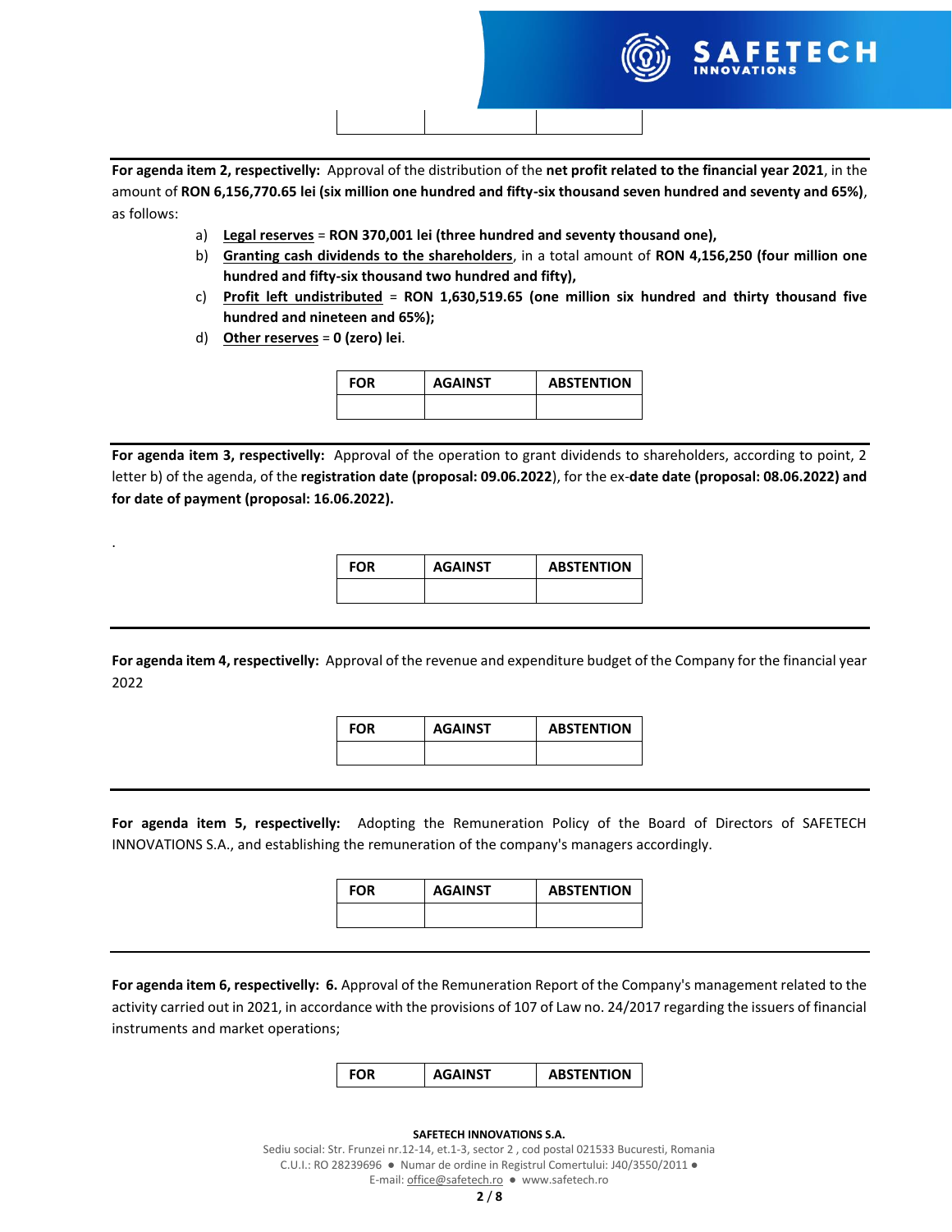| | | |
|---|---|---|
| | | |

**For agenda item 2, respectivelly:** Approval of the distribution of the **net profit related to the financial year 2021**, in the amount of **RON 6,156,770.65 lei (six million one hundred and fifty-six thousand seven hundred and seventy and 65%)**, as follows:

a) **Legal reserves** = **RON 370,001 lei (three hundred and seventy thousand one),**

b) **Granting cash dividends to the shareholders**, in a total amount of **RON 4,156,250 (four million one hundred and fifty-six thousand two hundred and fifty),**

c) **Profit left undistributed** = **RON 1,630,519.65 (one million six hundred and thirty thousand five hundred and nineteen and 65%);**

d) **Other reserves** = **0 (zero) lei**.

| FOR | AGAINST | ABSTENTION |
|---|---|---|
| | | |

**For agenda item 3, respectivelly:** Approval of the operation to grant dividends to shareholders, according to point, 2 letter b) of the agenda, of the **registration date (proposal: 09.06.2022**), for the ex-**date date (proposal: 08.06.2022) and for date of payment (proposal: 16.06.2022).**

.

| FOR | AGAINST | ABSTENTION |
|---|---|---|
| | | |

**For agenda item 4, respectivelly:** Approval of the revenue and expenditure budget of the Company for the financial year 2022

| FOR | AGAINST | ABSTENTION |
|---|---|---|
| | | |

**For agenda item 5, respectivelly:** Adopting the Remuneration Policy of the Board of Directors of SAFETECH INNOVATIONS S.A., and establishing the remuneration of the company's managers accordingly.

| FOR | AGAINST | ABSTENTION |
|---|---|---|
| | | |

**For agenda item 6, respectivelly: 6.** Approval of the Remuneration Report of the Company's management related to the activity carried out in 2021, in accordance with the provisions of 107 of Law no. 24/2017 regarding the issuers of financial instruments and market operations;

| FOR | AGAINST | ABSTENTION |
|---|---|---|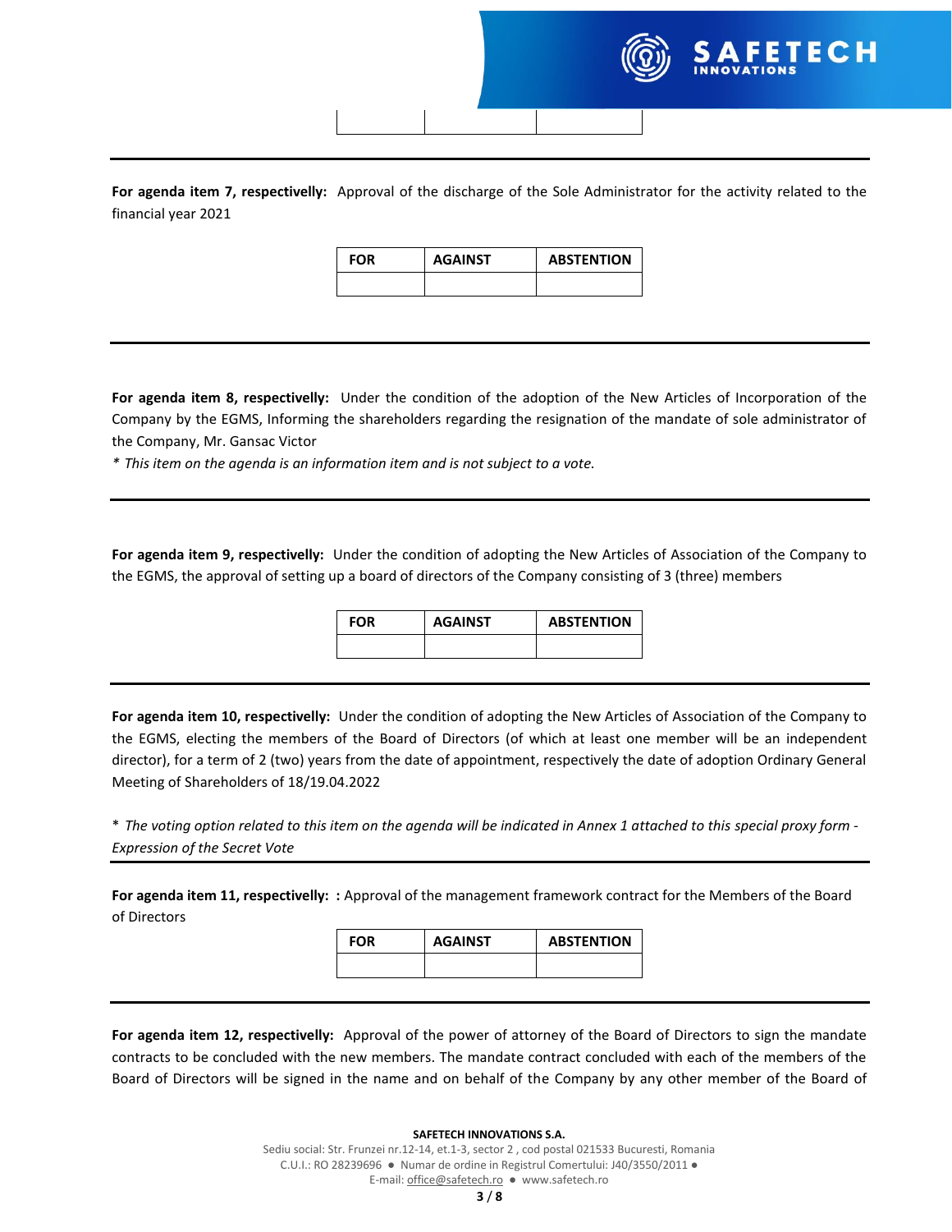| | | |
|---|---|---|
| | | |

---

**For agenda item 7, respectivelly:** Approval of the discharge of the Sole Administrator for the activity related to the financial year 2021

| FOR | AGAINST | ABSTENTION |
|---|---|---|
| | | |

---

**For agenda item 8, respectivelly:** Under the condition of the adoption of the New Articles of Incorporation of the Company by the EGMS, Informing the shareholders regarding the resignation of the mandate of sole administrator of the Company, Mr. Gansac Victor

*\* This item on the agenda is an information item and is not subject to a vote.*

---

**For agenda item 9, respectivelly:** Under the condition of adopting the New Articles of Association of the Company to the EGMS, the approval of setting up a board of directors of the Company consisting of 3 (three) members

| FOR | AGAINST | ABSTENTION |
|---|---|---|
| | | |

---

**For agenda item 10, respectivelly:** Under the condition of adopting the New Articles of Association of the Company to the EGMS, electing the members of the Board of Directors (of which at least one member will be an independent director), for a term of 2 (two) years from the date of appointment, respectively the date of adoption Ordinary General Meeting of Shareholders of 18/19.04.2022

\* *The voting option related to this item on the agenda will be indicated in Annex 1 attached to this special proxy form - Expression of the Secret Vote*

---

**For agenda item 11, respectivelly: :** Approval of the management framework contract for the Members of the Board of Directors

| FOR | AGAINST | ABSTENTION |
|---|---|---|
| | | |

---

**For agenda item 12, respectivelly:** Approval of the power of attorney of the Board of Directors to sign the mandate contracts to be concluded with the new members. The mandate contract concluded with each of the members of the Board of Directors will be signed in the name and on behalf of the Company by any other member of the Board of

**SAFETECH INNOVATIONS S.A.**
Sediu social: Str. Frunzei nr.12-14, et.1-3, sector 2 , cod postal 021533 Bucuresti, Romania
C.U.I.: RO 28239696 ● Numar de ordine in Registrul Comertului: J40/3550/2011 ●
E-mail: office@safetech.ro ● www.safetech.ro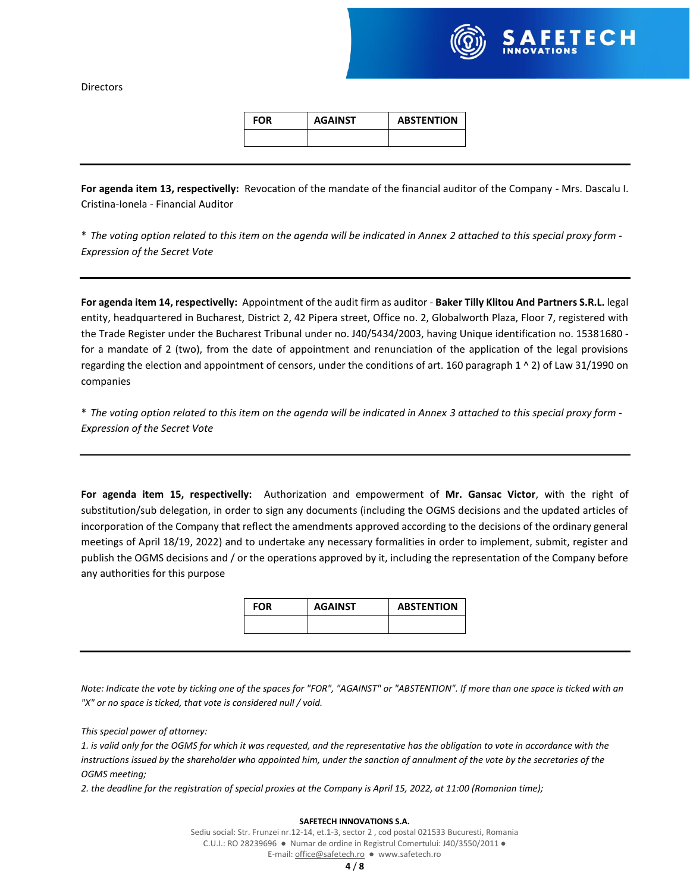Directors

| FOR | AGAINST | ABSTENTION |
|---|---|---|
| | | |

---

**For agenda item 13, respectivelly:** Revocation of the mandate of the financial auditor of the Company - Mrs. Dascalu I. Cristina-Ionela - Financial Auditor

\* *The voting option related to this item on the agenda will be indicated in Annex 2 attached to this special proxy form - Expression of the Secret Vote*

---

**For agenda item 14, respectivelly:** Appointment of the audit firm as auditor - **Baker Tilly Klitou And Partners S.R.L.** legal entity, headquartered in Bucharest, District 2, 42 Pipera street, Office no. 2, Globalworth Plaza, Floor 7, registered with the Trade Register under the Bucharest Tribunal under no. J40/5434/2003, having Unique identification no. 15381680 - for a mandate of 2 (two), from the date of appointment and renunciation of the application of the legal provisions regarding the election and appointment of censors, under the conditions of art. 160 paragraph 1 ^ 2) of Law 31/1990 on companies

\* *The voting option related to this item on the agenda will be indicated in Annex 3 attached to this special proxy form - Expression of the Secret Vote*

---

**For agenda item 15, respectivelly:** Authorization and empowerment of **Mr. Gansac Victor**, with the right of substitution/sub delegation, in order to sign any documents (including the OGMS decisions and the updated articles of incorporation of the Company that reflect the amendments approved according to the decisions of the ordinary general meetings of April 18/19, 2022) and to undertake any necessary formalities in order to implement, submit, register and publish the OGMS decisions and / or the operations approved by it, including the representation of the Company before any authorities for this purpose

| FOR | AGAINST | ABSTENTION |
|---|---|---|
| | | |

---

*Note: Indicate the vote by ticking one of the spaces for "FOR", "AGAINST" or "ABSTENTION". If more than one space is ticked with an "X" or no space is ticked, that vote is considered null / void.*

*This special power of attorney:*

*1. is valid only for the OGMS for which it was requested, and the representative has the obligation to vote in accordance with the instructions issued by the shareholder who appointed him, under the sanction of annulment of the vote by the secretaries of the OGMS meeting;*

*2. the deadline for the registration of special proxies at the Company is April 15, 2022, at 11:00 (Romanian time);*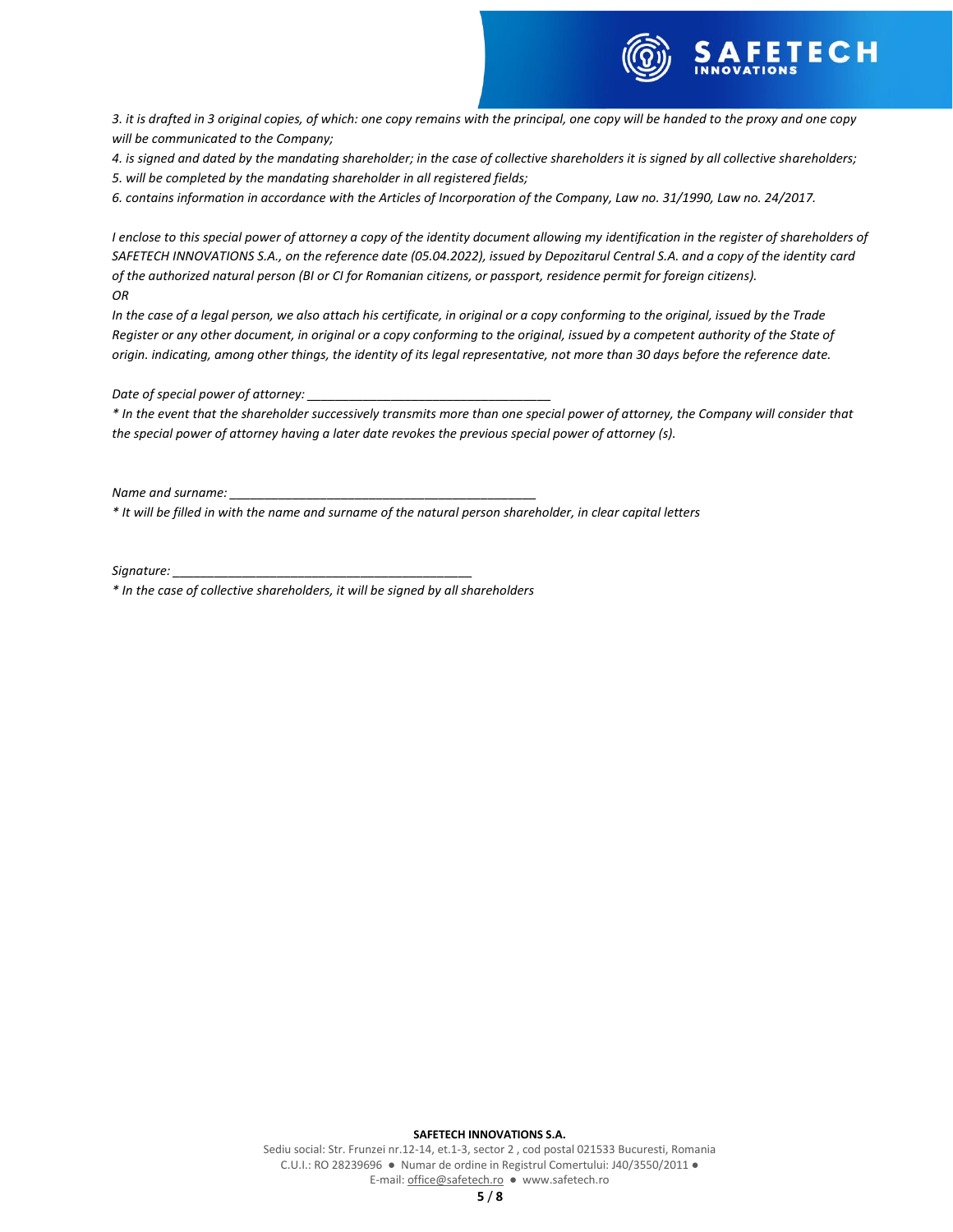*3. it is drafted in 3 original copies, of which: one copy remains with the principal, one copy will be handed to the proxy and one copy will be communicated to the Company;*

*4. is signed and dated by the mandating shareholder; in the case of collective shareholders it is signed by all collective shareholders;*

*5. will be completed by the mandating shareholder in all registered fields;*

*6. contains information in accordance with the Articles of Incorporation of the Company, Law no. 31/1990, Law no. 24/2017.*

*I enclose to this special power of attorney a copy of the identity document allowing my identification in the register of shareholders of SAFETECH INNOVATIONS S.A., on the reference date (05.04.2022), issued by Depozitarul Central S.A. and a copy of the identity card of the authorized natural person (BI or CI for Romanian citizens, or passport, residence permit for foreign citizens).*

*OR*

*In the case of a legal person, we also attach his certificate, in original or a copy conforming to the original, issued by the Trade Register or any other document, in original or a copy conforming to the original, issued by a competent authority of the State of origin. indicating, among other things, the identity of its legal representative, not more than 30 days before the reference date.*

*Date of special power of attorney: ___________________________________*

*\* In the event that the shareholder successively transmits more than one special power of attorney, the Company will consider that the special power of attorney having a later date revokes the previous special power of attorney (s).*

*Name and surname: ____________________________________________*

*\* It will be filled in with the name and surname of the natural person shareholder, in clear capital letters*

*Signature: ___________________________________________*

*\* In the case of collective shareholders, it will be signed by all shareholders*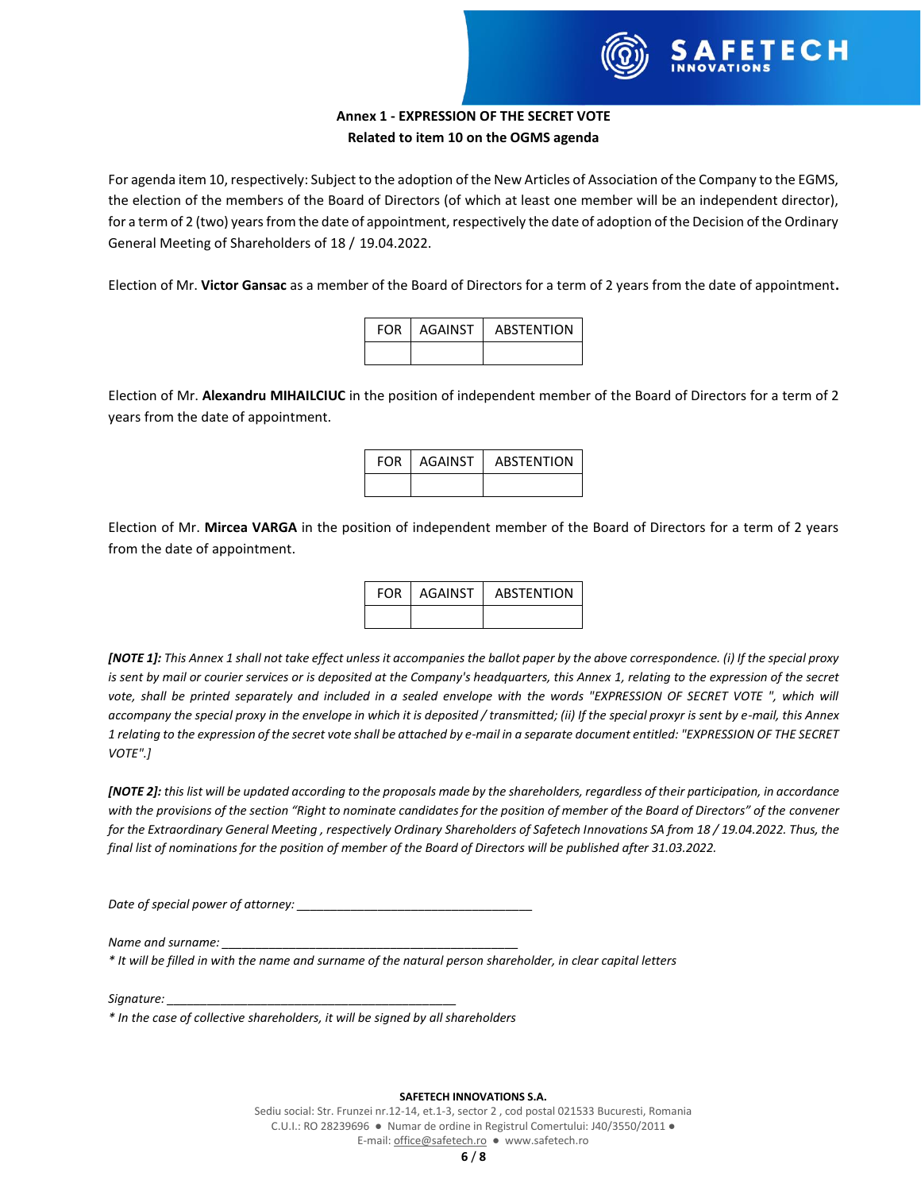## Annex 1 - EXPRESSION OF THE SECRET VOTE
## Related to item 10 on the OGMS agenda

For agenda item 10, respectively: Subject to the adoption of the New Articles of Association of the Company to the EGMS, the election of the members of the Board of Directors (of which at least one member will be an independent director), for a term of 2 (two) years from the date of appointment, respectively the date of adoption of the Decision of the Ordinary General Meeting of Shareholders of 18 / 19.04.2022.

Election of Mr. **Victor Gansac** as a member of the Board of Directors for a term of 2 years from the date of appointment**.**

| FOR | AGAINST | ABSTENTION |
|---|---|---|
| | | |

Election of Mr. **Alexandru MIHAILCIUC** in the position of independent member of the Board of Directors for a term of 2 years from the date of appointment.

| FOR | AGAINST | ABSTENTION |
|---|---|---|
| | | |

Election of Mr. **Mircea VARGA** in the position of independent member of the Board of Directors for a term of 2 years from the date of appointment.

| FOR | AGAINST | ABSTENTION |
|---|---|---|
| | | |

***[NOTE 1]:** This Annex 1 shall not take effect unless it accompanies the ballot paper by the above correspondence. (i) If the special proxy is sent by mail or courier services or is deposited at the Company's headquarters, this Annex 1, relating to the expression of the secret vote, shall be printed separately and included in a sealed envelope with the words "EXPRESSION OF SECRET VOTE ", which will accompany the special proxy in the envelope in which it is deposited / transmitted; (ii) If the special proxyr is sent by e-mail, this Annex 1 relating to the expression of the secret vote shall be attached by e-mail in a separate document entitled: "EXPRESSION OF THE SECRET VOTE".]*

***[NOTE 2]:** this list will be updated according to the proposals made by the shareholders, regardless of their participation, in accordance with the provisions of the section "Right to nominate candidates for the position of member of the Board of Directors" of the convener for the Extraordinary General Meeting , respectively Ordinary Shareholders of Safetech Innovations SA from 18 / 19.04.2022. Thus, the final list of nominations for the position of member of the Board of Directors will be published after 31.03.2022.*

*Date of special power of attorney:* ___________________________________

*Name and surname:* ____________________________________________

*\* It will be filled in with the name and surname of the natural person shareholder, in clear capital letters*

*Signature:* ___________________________________________

*\* In the case of collective shareholders, it will be signed by all shareholders*

**SAFETECH INNOVATIONS S.A.**

Sediu social: Str. Frunzei nr.12-14, et.1-3, sector 2 , cod postal 021533 Bucuresti, Romania
C.U.I.: RO 28239696 ● Numar de ordine in Registrul Comertului: J40/3550/2011 ●
E-mail: office@safetech.ro ● www.safetech.ro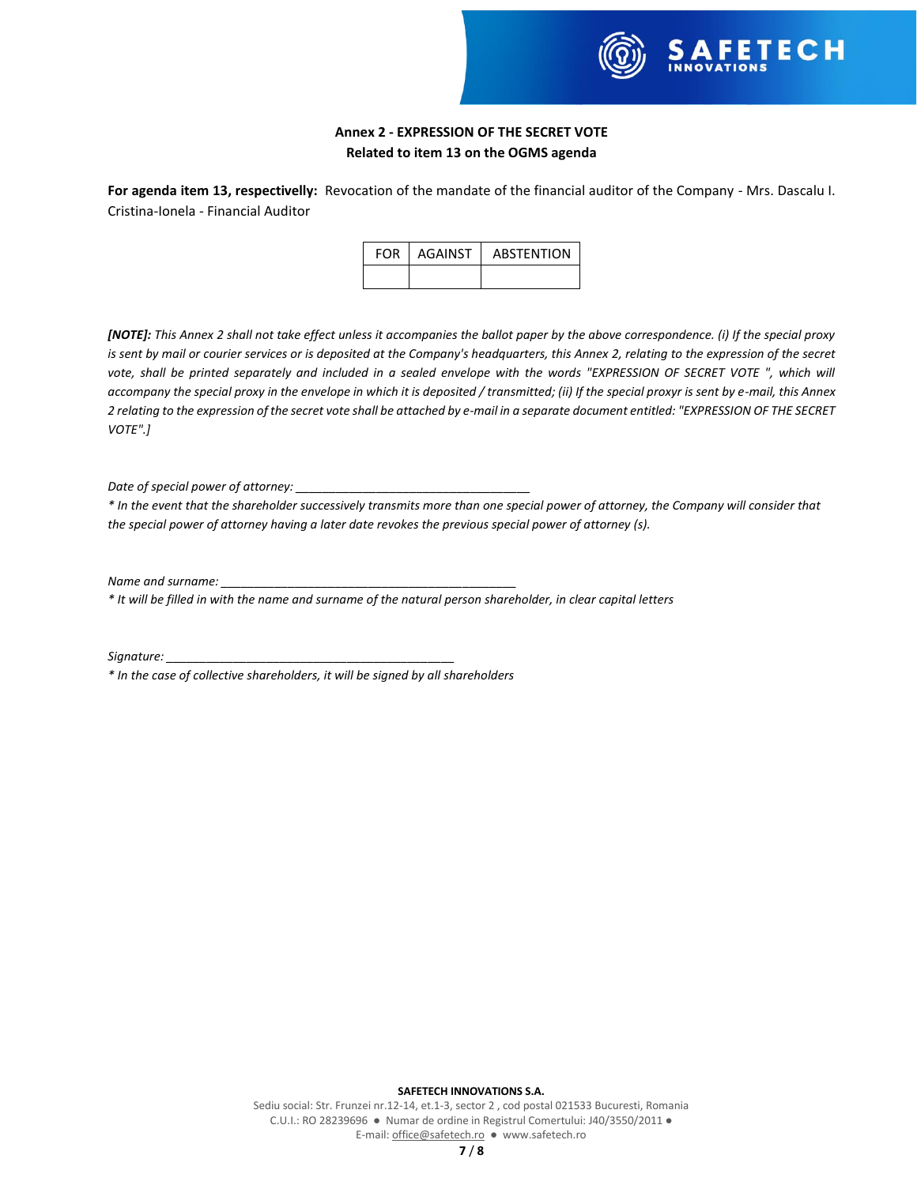**Annex 2 - EXPRESSION OF THE SECRET VOTE**
**Related to item 13 on the OGMS agenda**

**For agenda item 13, respectivelly:** Revocation of the mandate of the financial auditor of the Company - Mrs. Dascalu I. Cristina-Ionela - Financial Auditor

| FOR | AGAINST | ABSTENTION |
|---|---|---|
| | | |

***[NOTE]:*** *This Annex 2 shall not take effect unless it accompanies the ballot paper by the above correspondence. (i) If the special proxy is sent by mail or courier services or is deposited at the Company's headquarters, this Annex 2, relating to the expression of the secret vote, shall be printed separately and included in a sealed envelope with the words "EXPRESSION OF SECRET VOTE ", which will accompany the special proxy in the envelope in which it is deposited / transmitted; (ii) If the special proxyr is sent by e-mail, this Annex 2 relating to the expression of the secret vote shall be attached by e-mail in a separate document entitled: "EXPRESSION OF THE SECRET VOTE".]*

*Date of special power of attorney:* ___________________________________

*\* In the event that the shareholder successively transmits more than one special power of attorney, the Company will consider that the special power of attorney having a later date revokes the previous special power of attorney (s).*

*Name and surname:* ____________________________________________

*\* It will be filled in with the name and surname of the natural person shareholder, in clear capital letters*

*Signature:* ___________________________________________

*\* In the case of collective shareholders, it will be signed by all shareholders*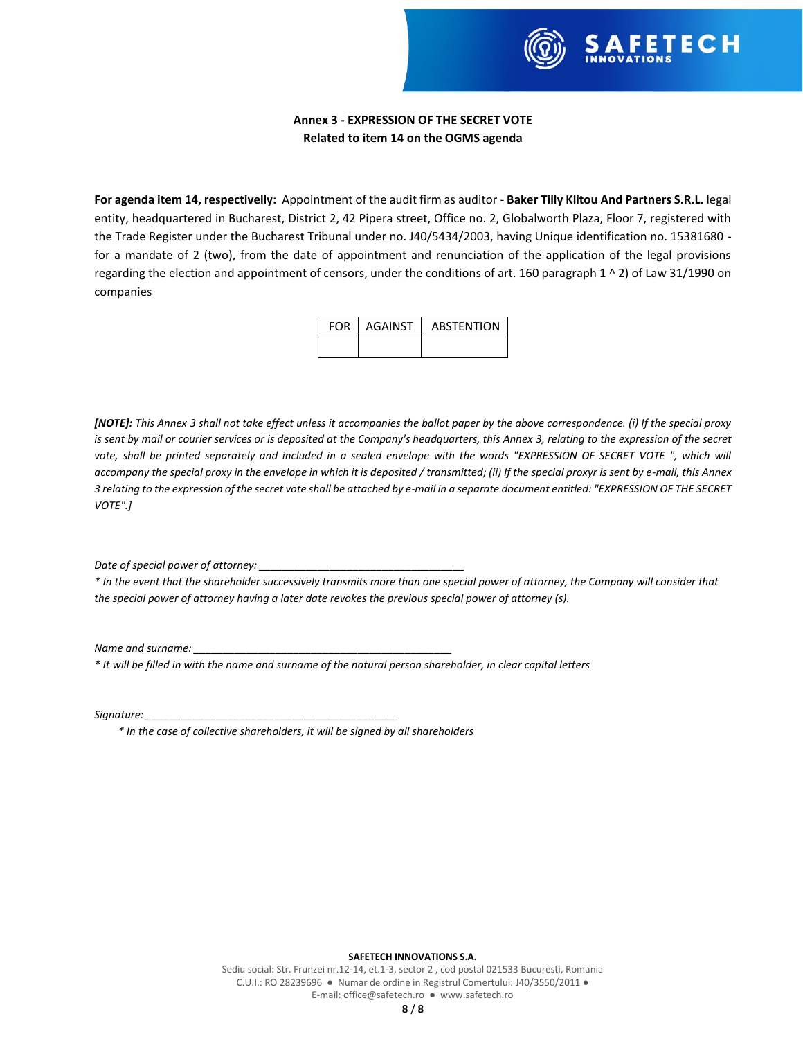**Annex 3 - EXPRESSION OF THE SECRET VOTE**
**Related to item 14 on the OGMS agenda**

**For agenda item 14, respectivelly:** Appointment of the audit firm as auditor - **Baker Tilly Klitou And Partners S.R.L.** legal entity, headquartered in Bucharest, District 2, 42 Pipera street, Office no. 2, Globalworth Plaza, Floor 7, registered with the Trade Register under the Bucharest Tribunal under no. J40/5434/2003, having Unique identification no. 15381680 - for a mandate of 2 (two), from the date of appointment and renunciation of the application of the legal provisions regarding the election and appointment of censors, under the conditions of art. 160 paragraph 1 ^ 2) of Law 31/1990 on companies

| FOR | AGAINST | ABSTENTION |
|---|---|---|
| | | |

***[NOTE]:*** *This Annex 3 shall not take effect unless it accompanies the ballot paper by the above correspondence. (i) If the special proxy is sent by mail or courier services or is deposited at the Company's headquarters, this Annex 3, relating to the expression of the secret vote, shall be printed separately and included in a sealed envelope with the words "EXPRESSION OF SECRET VOTE ", which will accompany the special proxy in the envelope in which it is deposited / transmitted; (ii) If the special proxyr is sent by e-mail, this Annex 3 relating to the expression of the secret vote shall be attached by e-mail in a separate document entitled: "EXPRESSION OF THE SECRET VOTE".]*

*Date of special power of attorney:* ___________________________________

*\* In the event that the shareholder successively transmits more than one special power of attorney, the Company will consider that the special power of attorney having a later date revokes the previous special power of attorney (s).*

*Name and surname:* ____________________________________________

*\* It will be filled in with the name and surname of the natural person shareholder, in clear capital letters*

*Signature:* ___________________________________________

*\* In the case of collective shareholders, it will be signed by all shareholders*